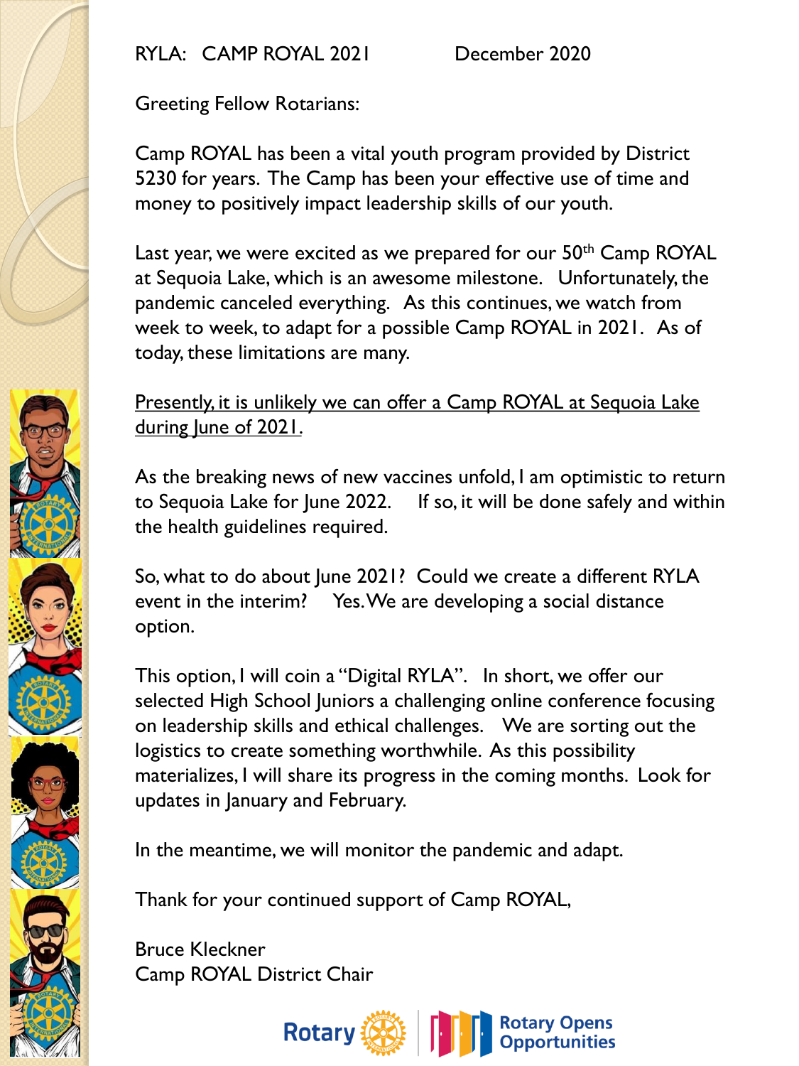RYLA: CAMP ROYAL 2021 December 2020

Greeting Fellow Rotarians:

Camp ROYAL has been a vital youth program provided by District 5230 for years. The Camp has been your effective use of time and money to positively impact leadership skills of our youth.

Last year, we were excited as we prepared for our 50th Camp ROYAL at Sequoia Lake, which is an awesome milestone. Unfortunately, the pandemic canceled everything. As this continues, we watch from week to week, to adapt for a possible Camp ROYAL in 2021. As of today, these limitations are many.

<u>Presently, it is unlikely we can offer a Camp ROYAL at Sequoia Lake during June of 2021.</u>

As the breaking news of new vaccines unfold, I am optimistic to return to Sequoia Lake for June 2022. If so, it will be done safely and within the health guidelines required.

So, what to do about June 2021? Could we create a different RYLA event in the interim? Yes. We are developing a social distance option.

This option, I will coin a "Digital RYLA". In short, we offer our selected High School Juniors a challenging online conference focusing on leadership skills and ethical challenges. We are sorting out the logistics to create something worthwhile. As this possibility materializes, I will share its progress in the coming months. Look for updates in January and February.

In the meantime, we will monitor the pandemic and adapt.

Thank for your continued support of Camp ROYAL,

Bruce Kleckner
Camp ROYAL District Chair

Rotary | Rotary Opens Opportunities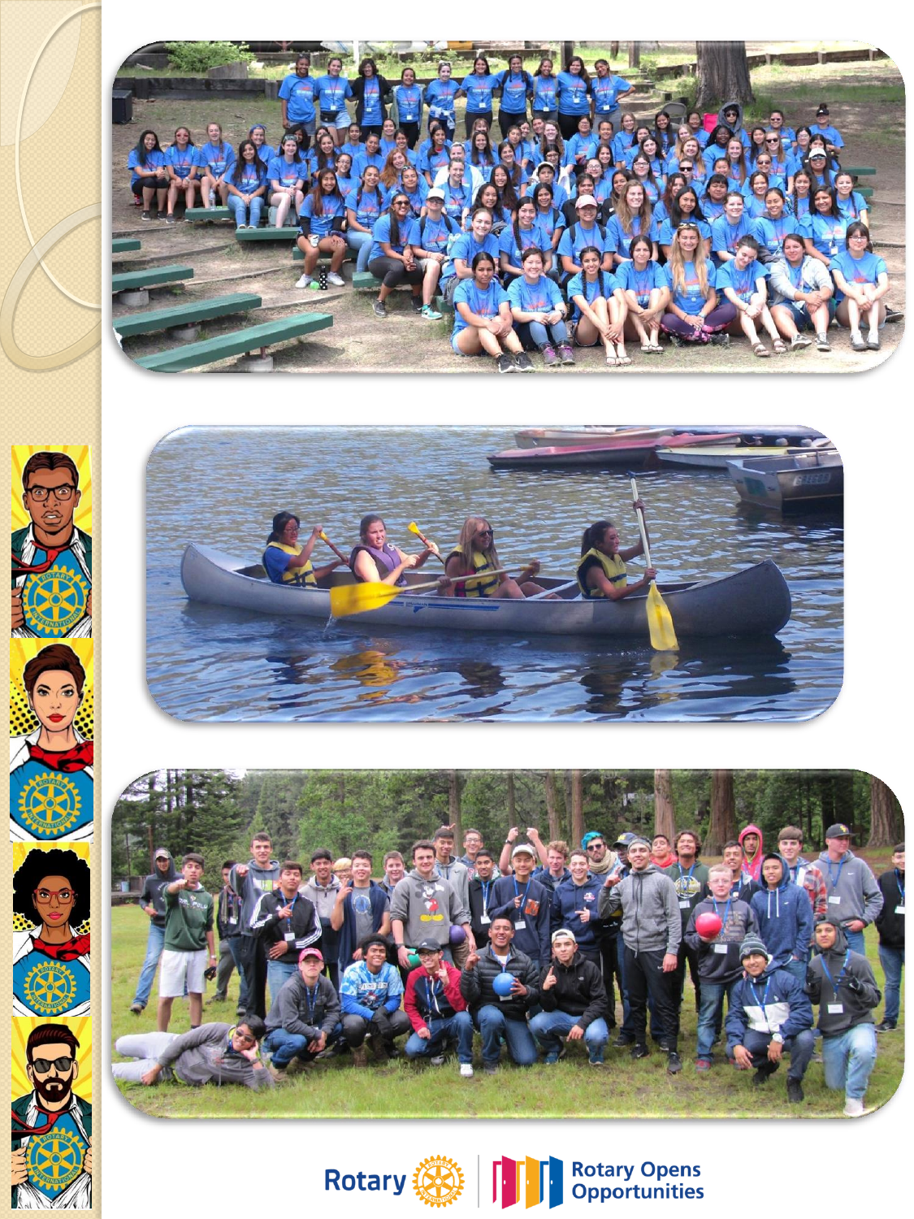Rotary | Rotary Opens Opportunities